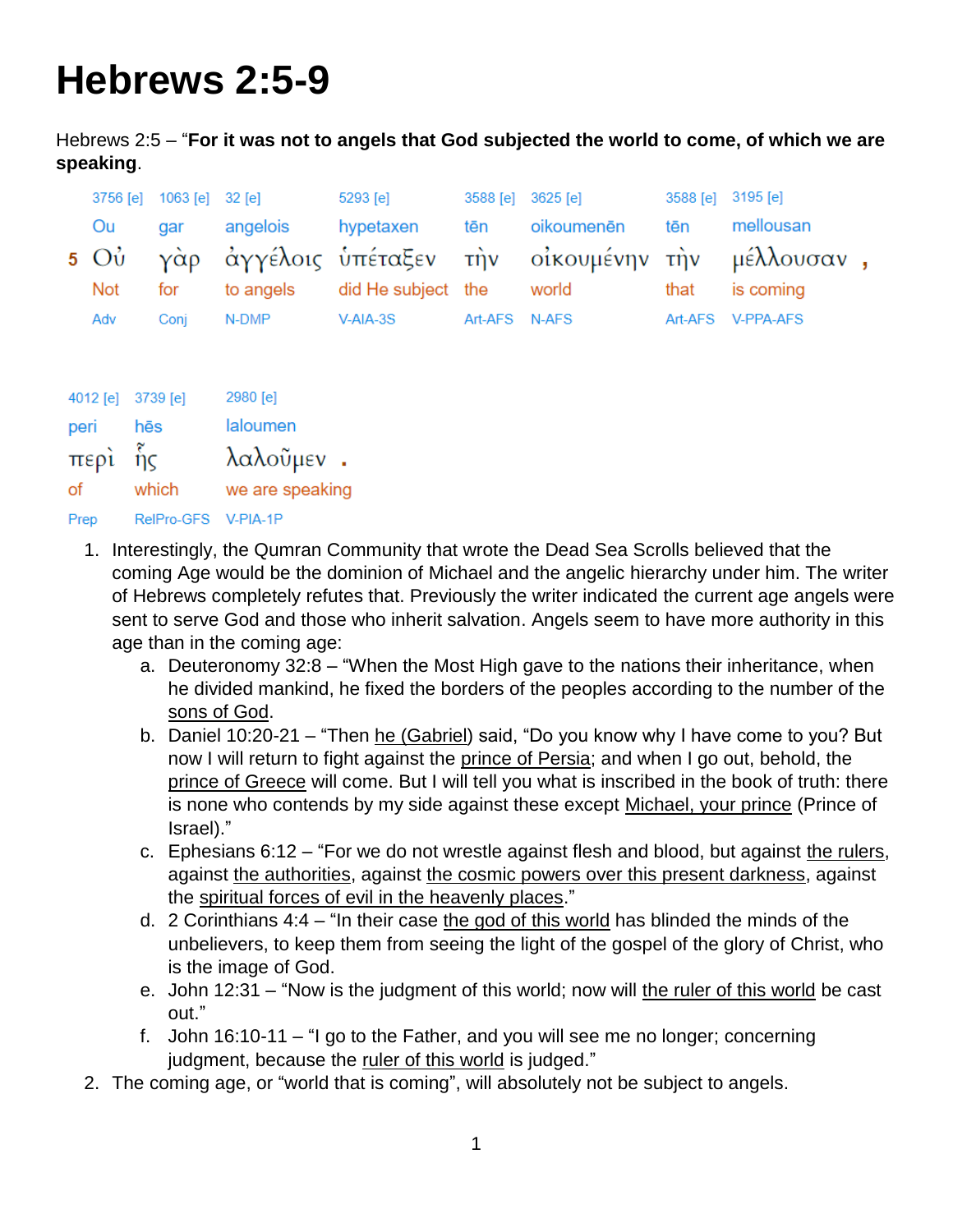# Hebrews 2:5-9

Hebrews 2:5 – "**For it was not to angels that God subjected the world to come, of which we are speaking**.

| | | | | | | | |
|---|---|---|---|---|---|---|---|
| 3756 [e] | 1063 [e] | 32 [e] | 5293 [e] | 3588 [e] | 3625 [e] | 3588 [e] | 3195 [e] |
| Ou | gar | angelois | hypetaxen | tēn | oikoumenēn | tēn | mellousan |
| 5 Οὐ | γὰρ | ἀγγέλοις | ὑπέταξεν | τὴν | οἰκουμένην | τὴν | μέλλουσαν , |
| Not | for | to angels | did He subject | the | world | that | is coming |
| Adv | Conj | N-DMP | V-AIA-3S | Art-AFS | N-AFS | Art-AFS | V-PPA-AFS |

| | | |
|---|---|---|
| 4012 [e] | 3739 [e] | 2980 [e] |
| peri | hēs | laloumen |
| περὶ | ἧς | λαλοῦμεν . |
| of | which | we are speaking |
| Prep | RelPro-GFS | V-PIA-1P |

1. Interestingly, the Qumran Community that wrote the Dead Sea Scrolls believed that the coming Age would be the dominion of Michael and the angelic hierarchy under him. The writer of Hebrews completely refutes that. Previously the writer indicated the current age angels were sent to serve God and those who inherit salvation. Angels seem to have more authority in this age than in the coming age:
   a. Deuteronomy 32:8 – "When the Most High gave to the nations their inheritance, when he divided mankind, he fixed the borders of the peoples according to the number of the sons of God.
   b. Daniel 10:20-21 – "Then he (Gabriel) said, "Do you know why I have come to you? But now I will return to fight against the prince of Persia; and when I go out, behold, the prince of Greece will come. But I will tell you what is inscribed in the book of truth: there is none who contends by my side against these except Michael, your prince (Prince of Israel)."
   c. Ephesians 6:12 – "For we do not wrestle against flesh and blood, but against the rulers, against the authorities, against the cosmic powers over this present darkness, against the spiritual forces of evil in the heavenly places."
   d. 2 Corinthians 4:4 – "In their case the god of this world has blinded the minds of the unbelievers, to keep them from seeing the light of the gospel of the glory of Christ, who is the image of God.
   e. John 12:31 – "Now is the judgment of this world; now will the ruler of this world be cast out."
   f. John 16:10-11 – "I go to the Father, and you will see me no longer; concerning judgment, because the ruler of this world is judged."
2. The coming age, or "world that is coming", will absolutely not be subject to angels.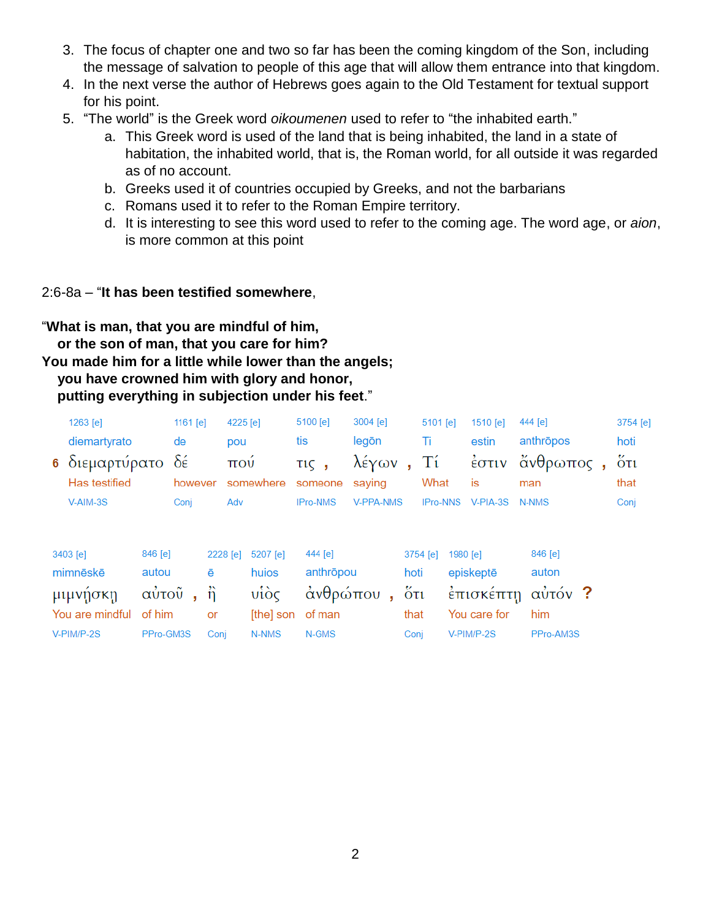3. The focus of chapter one and two so far has been the coming kingdom of the Son, including the message of salvation to people of this age that will allow them entrance into that kingdom.
4. In the next verse the author of Hebrews goes again to the Old Testament for textual support for his point.
5. “The world” is the Greek word *oikoumenen* used to refer to “the inhabited earth.”
   a. This Greek word is used of the land that is being inhabited, the land in a state of habitation, the inhabited world, that is, the Roman world, for all outside it was regarded as of no account.
   b. Greeks used it of countries occupied by Greeks, and not the barbarians
   c. Romans used it to refer to the Roman Empire territory.
   d. It is interesting to see this word used to refer to the coming age. The word age, or *aion*, is more common at this point

2:6-8a – “**It has been testified somewhere**,

“**What is man, that you are mindful of him,**
**or the son of man, that you care for him?**
**You made him for a little while lower than the angels;**
**you have crowned him with glory and honor,**
**putting everything in subjection under his feet**.”

| | 1263 [e] | 1161 [e] | 4225 [e] | 5100 [e] | 3004 [e] | 5101 [e] | 1510 [e] | 444 [e] | 3754 [e] |
|---|---|---|---|---|---|---|---|---|---|
| | diemartyrato | de | pou | tis | legōn | Ti | estin | anthrōpos | hoti |
| 6 | διεμαρτύρατο | δέ | πού | τις , | λέγων , | Τί | ἐστιν | ἄνθρωπος , | ὅτι |
| | Has testified | however | somewhere | someone | saying | What | is | man | that |
| | V-AIM-3S | Conj | Adv | IPro-NMS | V-PPA-NMS | IPro-NNS | V-PIA-3S | N-NMS | Conj |

| 3403 [e] | 846 [e] | 2228 [e] | 5207 [e] | 444 [e] | 3754 [e] | 1980 [e] | 846 [e] |
|---|---|---|---|---|---|---|---|
| mimnēskē | autou | ē | huios | anthrōpou | hoti | episkeptē | auton |
| μιμνῄσκῃ | αὐτοῦ , | ἢ | υἱὸς | ἀνθρώπου , | ὅτι | ἐπισκέπτῃ | αὐτόν ? |
| You are mindful | of him | or | [the] son | of man | that | You care for | him |
| V-PIM/P-2S | PPro-GM3S | Conj | N-NMS | N-GMS | Conj | V-PIM/P-2S | PPro-AM3S |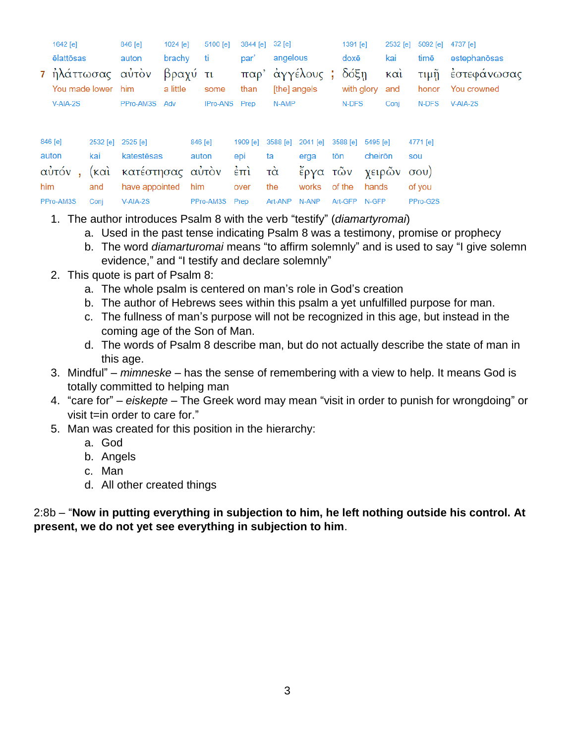| | 1642 [e] | 846 [e] | 1024 [e] | 5100 [e] | 3844 [e] | 32 [e] | | 1391 [e] | 2532 [e] | 5092 [e] | 4737 [e] |
|---|---|---|---|---|---|---|---|---|---|---|---|
| | ēlattōsas | auton | brachy | ti | par’ | angelous | | doxē | kai | timē | estephanōsas |
| 7 | ἠλάττωσας | αὐτὸν | βραχύ | τι | παρ’ | ἀγγέλους | ; | δόξῃ | καὶ | τιμῇ | ἐστεφάνωσας |
| | You made lower | him | a little | some | than | [the] angels | | with glory | and | honor | You crowned |
| | V-AIA-2S | PPro-AM3S | Adv | IPro-ANS | Prep | N-AMP | | N-DFS | Conj | N-DFS | V-AIA-2S |

| 846 [e] | | 2532 [e] | 2525 [e] | 846 [e] | 1909 [e] | 3588 [e] | 2041 [e] | 3588 [e] | 5495 [e] | 4771 [e] |
|---|---|---|---|---|---|---|---|---|---|---|
| auton | | kai | katestēsas | auton | epi | ta | erga | tōn | cheirōn | sou |
| αὐτόν | , | (καὶ | κατέστησας | αὐτὸν | ἐπὶ | τὰ | ἔργα | τῶν | χειρῶν | σου) |
| him | | and | have appointed | him | over | the | works | of the | hands | of you |
| PPro-AM3S | | Conj | V-AIA-2S | PPro-AM3S | Prep | Art-ANP | N-ANP | Art-GFP | N-GFP | PPro-G2S |

1. The author introduces Psalm 8 with the verb “testify” (*diamartyromai*)
   a. Used in the past tense indicating Psalm 8 was a testimony, promise or prophecy
   b. The word *diamarturomai* means “to affirm solemnly” and is used to say “I give solemn evidence,” and “I testify and declare solemnly”
2. This quote is part of Psalm 8:
   a. The whole psalm is centered on man’s role in God’s creation
   b. The author of Hebrews sees within this psalm a yet unfulfilled purpose for man.
   c. The fullness of man’s purpose will not be recognized in this age, but instead in the coming age of the Son of Man.
   d. The words of Psalm 8 describe man, but do not actually describe the state of man in this age.
3. Mindful” – *mimneske* – has the sense of remembering with a view to help. It means God is totally committed to helping man
4. “care for” – *eiskepte* – The Greek word may mean “visit in order to punish for wrongdoing” or visit t=in order to care for.”
5. Man was created for this position in the hierarchy:
   a. God
   b. Angels
   c. Man
   d. All other created things

2:8b – “**Now in putting everything in subjection to him, he left nothing outside his control. At present, we do not yet see everything in subjection to him**.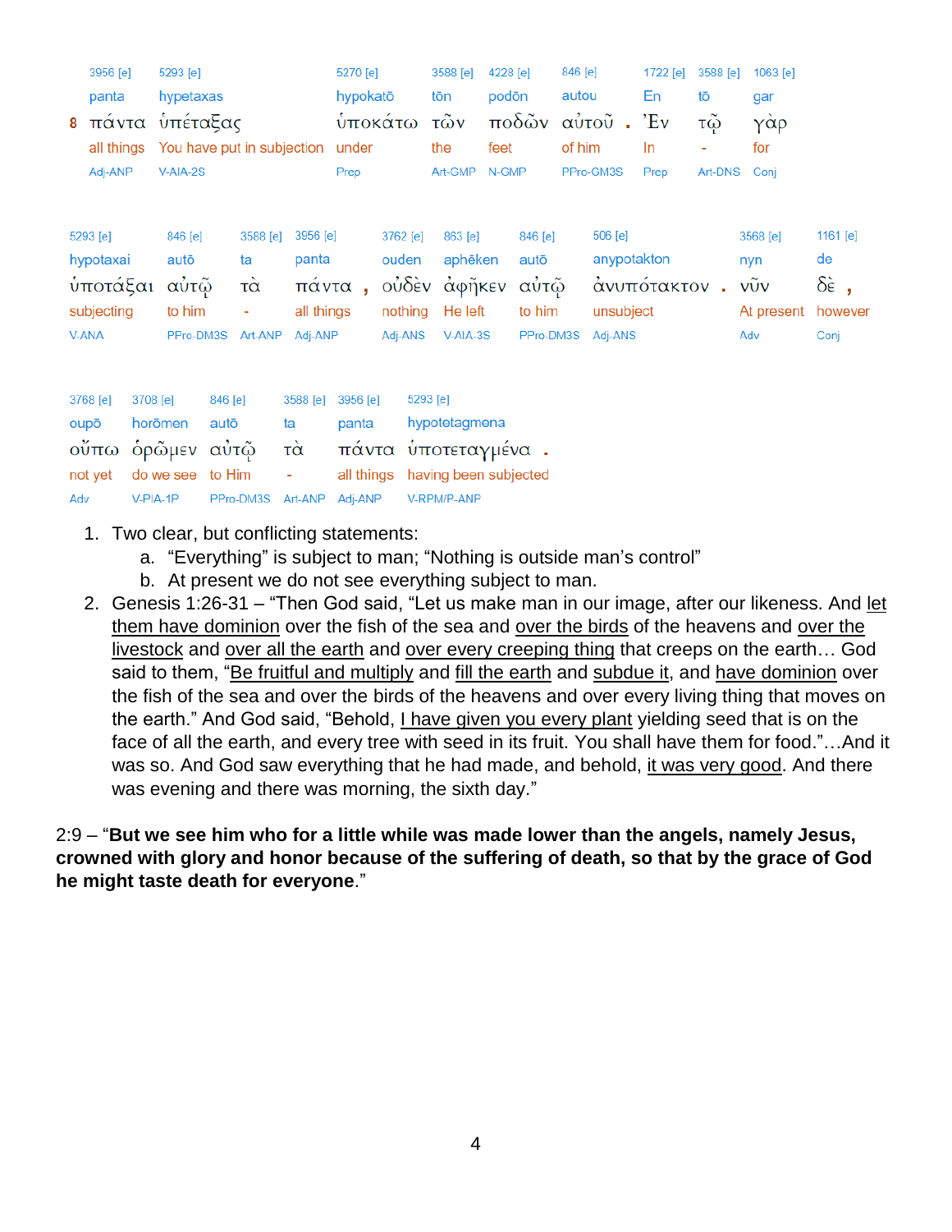| 3956 [e] | 5293 [e] | 5270 [e] | 3588 [e] | 4228 [e] | 846 [e] | | 1722 [e] | 3588 [e] | 1063 [e] |
|---|---|---|---|---|---|---|---|---|---|
| panta | hypetaxas | hypokatō | tōn | podōn | autou | | En | tō | gar |
| 8 πάντα | ὑπέταξας | ὑποκάτω | τῶν | ποδῶν | αὐτοῦ | . | Ἐν | τῷ | γὰρ |
| all things | You have put in subjection | under | the | feet | of him | | In | - | for |
| Adj-ANP | V-AIA-2S | Prep | Art-GMP | N-GMP | PPro-GM3S | | Prep | Art-DNS | Conj |

| 5293 [e] | 846 [e] | 3588 [e] | 3956 [e] | | 3762 [e] | 863 [e] | 846 [e] | 506 [e] | | 3568 [e] | 1161 [e] | |
|---|---|---|---|---|---|---|---|---|---|---|---|---|
| hypotaxai | autō | ta | panta | | ouden | aphēken | autō | anypotakton | | nyn | de | |
| ὑποτάξαι | αὐτῷ | τὰ | πάντα | , | οὐδὲν | ἀφῆκεν | αὐτῷ | ἀνυπότακτον | . | νῦν | δὲ | , |
| subjecting | to him | - | all things | | nothing | He left | to him | unsubject | | At present | however | |
| V-ANA | PPro-DM3S | Art-ANP | Adj-ANP | | Adj-ANS | V-AIA-3S | PPro-DM3S | Adj-ANS | | Adv | Conj | |

| 3768 [e] | 3708 [e] | 846 [e] | 3588 [e] | 3956 [e] | 5293 [e] | |
|---|---|---|---|---|---|---|
| oupō | horōmen | autō | ta | panta | hypotetagmena | |
| οὔπω | ὁρῶμεν | αὐτῷ | τὰ | πάντα | ὑποτεταγμένα | . |
| not yet | do we see | to Him | - | all things | having been subjected | |
| Adv | V-PIA-1P | PPro-DM3S | Art-ANP | Adj-ANP | V-RPM/P-ANP | |

1. Two clear, but conflicting statements:
    a. "Everything" is subject to man; "Nothing is outside man's control"
    b. At present we do not see everything subject to man.
2. Genesis 1:26-31 – "Then God said, "Let us make man in our image, after our likeness. And let them have dominion over the fish of the sea and over the birds of the heavens and over the livestock and over all the earth and over every creeping thing that creeps on the earth… God said to them, "Be fruitful and multiply and fill the earth and subdue it, and have dominion over the fish of the sea and over the birds of the heavens and over every living thing that moves on the earth." And God said, "Behold, I have given you every plant yielding seed that is on the face of all the earth, and every tree with seed in its fruit. You shall have them for food."…And it was so. And God saw everything that he had made, and behold, it was very good. And there was evening and there was morning, the sixth day."

2:9 – "**But we see him who for a little while was made lower than the angels, namely Jesus, crowned with glory and honor because of the suffering of death, so that by the grace of God he might taste death for everyone**."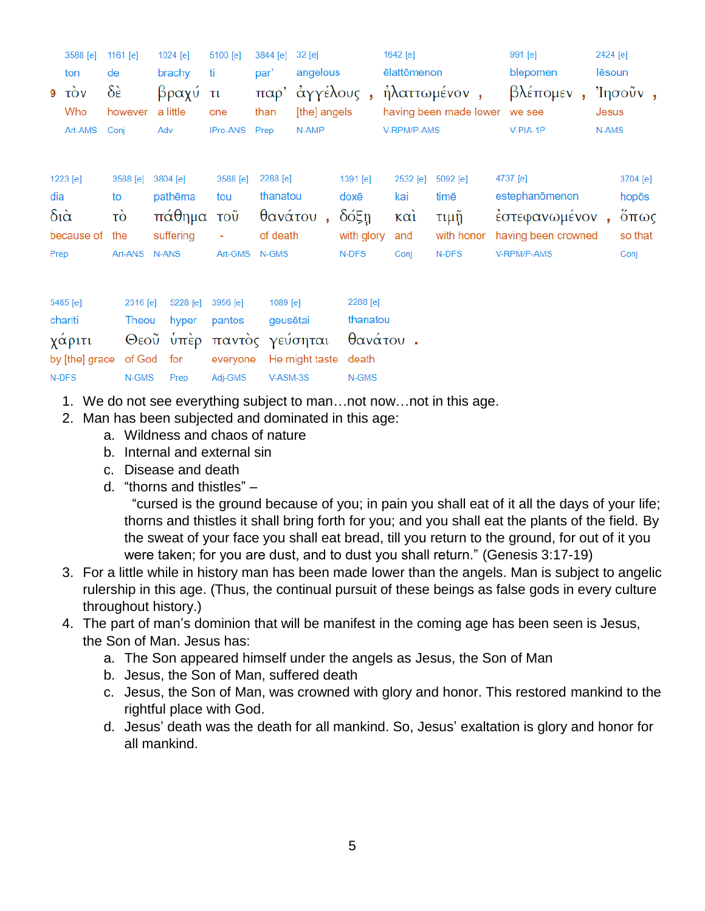| 9 | | | | | | | | | |
|---|---|---|---|---|---|---|---|---|---|
| 3588 [e] | 1161 [e] | 1024 [e] | 5100 [e] | 3844 [e] | 32 [e] | 1642 [e] | 991 [e] | 2424 [e] |
| ton | de | brachy | ti | par’ | angelous | ēlattōmenon | blepomen | Iēsoun |
| τὸν | δὲ | βραχύ | τι | παρ’ | ἀγγέλους , | ἠλαττωμένον , | βλέπομεν , | Ἰησοῦν , |
| Who | however | a little | one | than | [the] angels | having been made lower | we see | Jesus |
| Art-AMS | Conj | Adv | IPro-ANS | Prep | N-AMP | V-RPM/P-AMS | V-PIA-1P | N-AMS |

| | | | | | | | | | |
|---|---|---|---|---|---|---|---|---|---|
| 1223 [e] | 3588 [e] | 3804 [e] | 3588 [e] | 2288 [e] | 1391 [e] | 2532 [e] | 5092 [e] | 4737 [e] | 3704 [e] |
| dia | to | pathēma | tou | thanatou | doxē | kai | timē | estephanōmenon | hopōs |
| διὰ | τὸ | πάθημα | τοῦ | θανάτου , | δόξῃ | καὶ | τιμῇ | ἐστεφανωμένον , | ὅπως |
| because of | the | suffering | - | of death | with glory | and | with honor | having been crowned | so that |
| Prep | Art-ANS | N-ANS | Art-GMS | N-GMS | N-DFS | Conj | N-DFS | V-RPM/P-AMS | Conj |

| | | | | | |
|---|---|---|---|---|---|
| 5485 [e] | 2316 [e] | 5228 [e] | 3956 [e] | 1089 [e] | 2288 [e] |
| chariti | Theou | hyper | pantos | geusētai | thanatou |
| χάριτι | Θεοῦ | ὑπὲρ | παντὸς | γεύσηται | θανάτου . |
| by [the] grace | of God | for | everyone | He might taste | death |
| N-DFS | N-GMS | Prep | Adj-GMS | V-ASM-3S | N-GMS |

1. We do not see everything subject to man…not now…not in this age.
2. Man has been subjected and dominated in this age:
   a. Wildness and chaos of nature
   b. Internal and external sin
   c. Disease and death
   d. “thorns and thistles” –
      “cursed is the ground because of you; in pain you shall eat of it all the days of your life; thorns and thistles it shall bring forth for you; and you shall eat the plants of the field. By the sweat of your face you shall eat bread, till you return to the ground, for out of it you were taken; for you are dust, and to dust you shall return.” (Genesis 3:17-19)
3. For a little while in history man has been made lower than the angels. Man is subject to angelic rulership in this age. (Thus, the continual pursuit of these beings as false gods in every culture throughout history.)
4. The part of man’s dominion that will be manifest in the coming age has been seen is Jesus, the Son of Man. Jesus has:
   a. The Son appeared himself under the angels as Jesus, the Son of Man
   b. Jesus, the Son of Man, suffered death
   c. Jesus, the Son of Man, was crowned with glory and honor. This restored mankind to the rightful place with God.
   d. Jesus’ death was the death for all mankind. So, Jesus’ exaltation is glory and honor for all mankind.